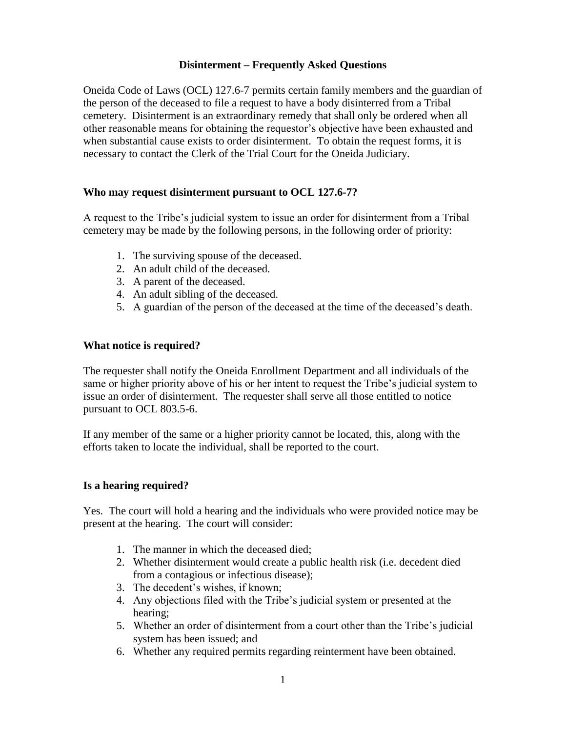# Disinterment – Frequently Asked Questions

Oneida Code of Laws (OCL) 127.6-7 permits certain family members and the guardian of the person of the deceased to file a request to have a body disinterred from a Tribal cemetery. Disinterment is an extraordinary remedy that shall only be ordered when all other reasonable means for obtaining the requestor's objective have been exhausted and when substantial cause exists to order disinterment. To obtain the request forms, it is necessary to contact the Clerk of the Trial Court for the Oneida Judiciary.

## Who may request disinterment pursuant to OCL 127.6-7?

A request to the Tribe's judicial system to issue an order for disinterment from a Tribal cemetery may be made by the following persons, in the following order of priority:

1. The surviving spouse of the deceased.
2. An adult child of the deceased.
3. A parent of the deceased.
4. An adult sibling of the deceased.
5. A guardian of the person of the deceased at the time of the deceased's death.

## What notice is required?

The requester shall notify the Oneida Enrollment Department and all individuals of the same or higher priority above of his or her intent to request the Tribe's judicial system to issue an order of disinterment. The requester shall serve all those entitled to notice pursuant to OCL 803.5-6.

If any member of the same or a higher priority cannot be located, this, along with the efforts taken to locate the individual, shall be reported to the court.

## Is a hearing required?

Yes. The court will hold a hearing and the individuals who were provided notice may be present at the hearing. The court will consider:

1. The manner in which the deceased died;
2. Whether disinterment would create a public health risk (i.e. decedent died from a contagious or infectious disease);
3. The decedent's wishes, if known;
4. Any objections filed with the Tribe's judicial system or presented at the hearing;
5. Whether an order of disinterment from a court other than the Tribe's judicial system has been issued; and
6. Whether any required permits regarding reinterment have been obtained.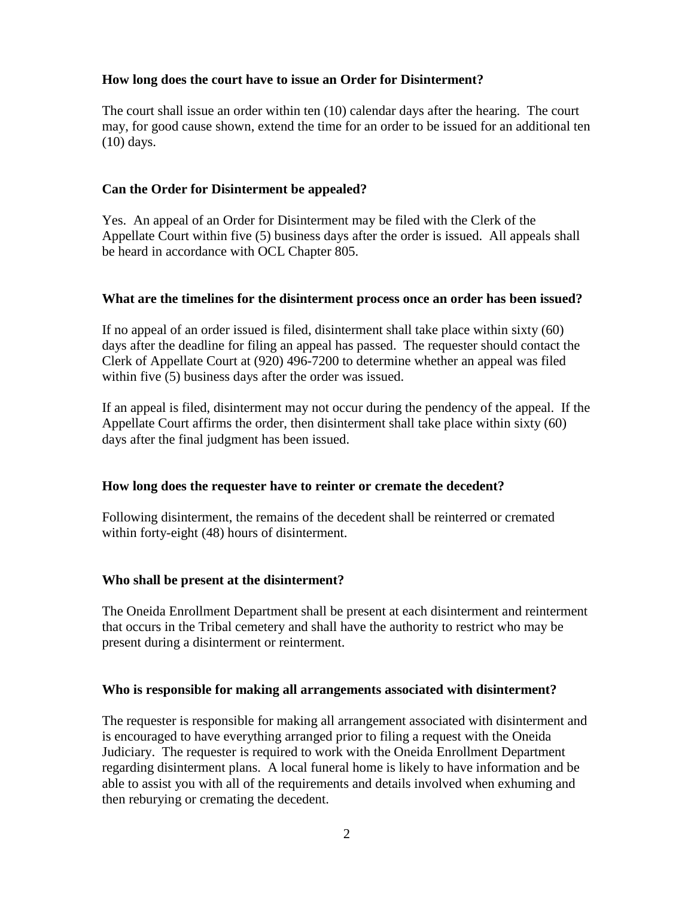**How long does the court have to issue an Order for Disinterment?**

The court shall issue an order within ten (10) calendar days after the hearing. The court may, for good cause shown, extend the time for an order to be issued for an additional ten (10) days.

**Can the Order for Disinterment be appealed?**

Yes. An appeal of an Order for Disinterment may be filed with the Clerk of the Appellate Court within five (5) business days after the order is issued. All appeals shall be heard in accordance with OCL Chapter 805.

**What are the timelines for the disinterment process once an order has been issued?**

If no appeal of an order issued is filed, disinterment shall take place within sixty (60) days after the deadline for filing an appeal has passed. The requester should contact the Clerk of Appellate Court at (920) 496-7200 to determine whether an appeal was filed within five (5) business days after the order was issued.

If an appeal is filed, disinterment may not occur during the pendency of the appeal. If the Appellate Court affirms the order, then disinterment shall take place within sixty (60) days after the final judgment has been issued.

**How long does the requester have to reinter or cremate the decedent?**

Following disinterment, the remains of the decedent shall be reinterred or cremated within forty-eight (48) hours of disinterment.

**Who shall be present at the disinterment?**

The Oneida Enrollment Department shall be present at each disinterment and reinterment that occurs in the Tribal cemetery and shall have the authority to restrict who may be present during a disinterment or reinterment.

**Who is responsible for making all arrangements associated with disinterment?**

The requester is responsible for making all arrangement associated with disinterment and is encouraged to have everything arranged prior to filing a request with the Oneida Judiciary. The requester is required to work with the Oneida Enrollment Department regarding disinterment plans. A local funeral home is likely to have information and be able to assist you with all of the requirements and details involved when exhuming and then reburying or cremating the decedent.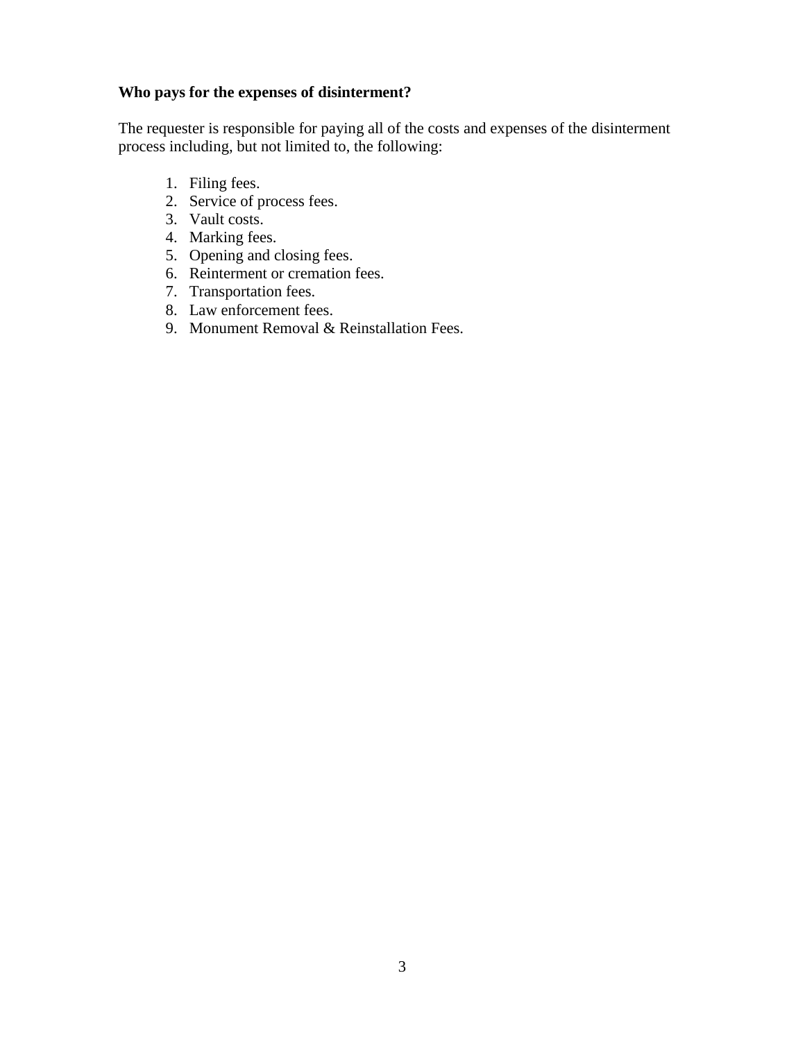**Who pays for the expenses of disinterment?**

The requester is responsible for paying all of the costs and expenses of the disinterment process including, but not limited to, the following:

1. Filing fees.
2. Service of process fees.
3. Vault costs.
4. Marking fees.
5. Opening and closing fees.
6. Reinterment or cremation fees.
7. Transportation fees.
8. Law enforcement fees.
9. Monument Removal & Reinstallation Fees.